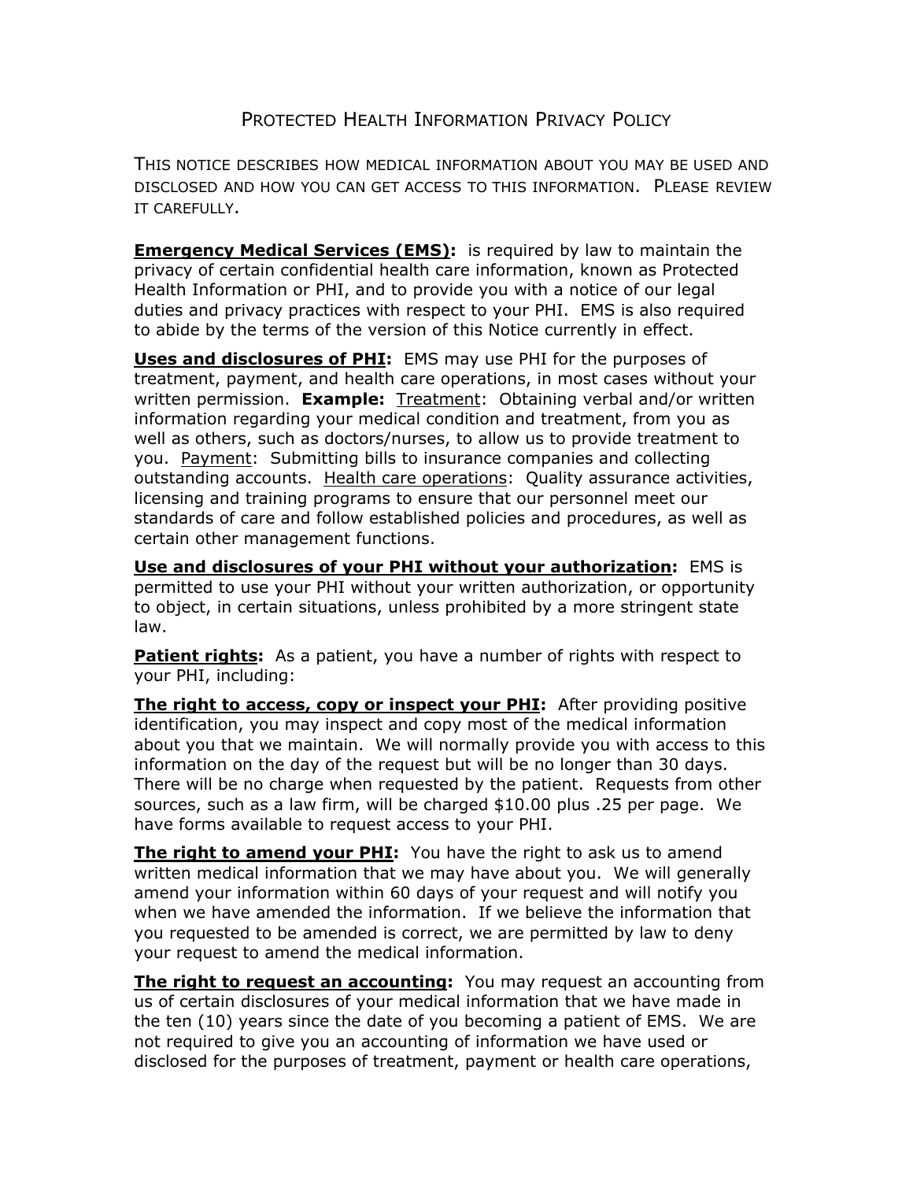# Protected Health Information Privacy Policy

THIS NOTICE DESCRIBES HOW MEDICAL INFORMATION ABOUT YOU MAY BE USED AND DISCLOSED AND HOW YOU CAN GET ACCESS TO THIS INFORMATION. PLEASE REVIEW IT CAREFULLY.

**Emergency Medical Services (EMS):** is required by law to maintain the privacy of certain confidential health care information, known as Protected Health Information or PHI, and to provide you with a notice of our legal duties and privacy practices with respect to your PHI. EMS is also required to abide by the terms of the version of this Notice currently in effect.

**Uses and disclosures of PHI:** EMS may use PHI for the purposes of treatment, payment, and health care operations, in most cases without your written permission. **Example:** Treatment: Obtaining verbal and/or written information regarding your medical condition and treatment, from you as well as others, such as doctors/nurses, to allow us to provide treatment to you. Payment: Submitting bills to insurance companies and collecting outstanding accounts. Health care operations: Quality assurance activities, licensing and training programs to ensure that our personnel meet our standards of care and follow established policies and procedures, as well as certain other management functions.

**Use and disclosures of your PHI without your authorization:** EMS is permitted to use your PHI without your written authorization, or opportunity to object, in certain situations, unless prohibited by a more stringent state law.

**Patient rights:** As a patient, you have a number of rights with respect to your PHI, including:

**The right to access, copy or inspect your PHI:** After providing positive identification, you may inspect and copy most of the medical information about you that we maintain. We will normally provide you with access to this information on the day of the request but will be no longer than 30 days. There will be no charge when requested by the patient. Requests from other sources, such as a law firm, will be charged $10.00 plus .25 per page. We have forms available to request access to your PHI.

**The right to amend your PHI:** You have the right to ask us to amend written medical information that we may have about you. We will generally amend your information within 60 days of your request and will notify you when we have amended the information. If we believe the information that you requested to be amended is correct, we are permitted by law to deny your request to amend the medical information.

**The right to request an accounting:** You may request an accounting from us of certain disclosures of your medical information that we have made in the ten (10) years since the date of you becoming a patient of EMS. We are not required to give you an accounting of information we have used or disclosed for the purposes of treatment, payment or health care operations,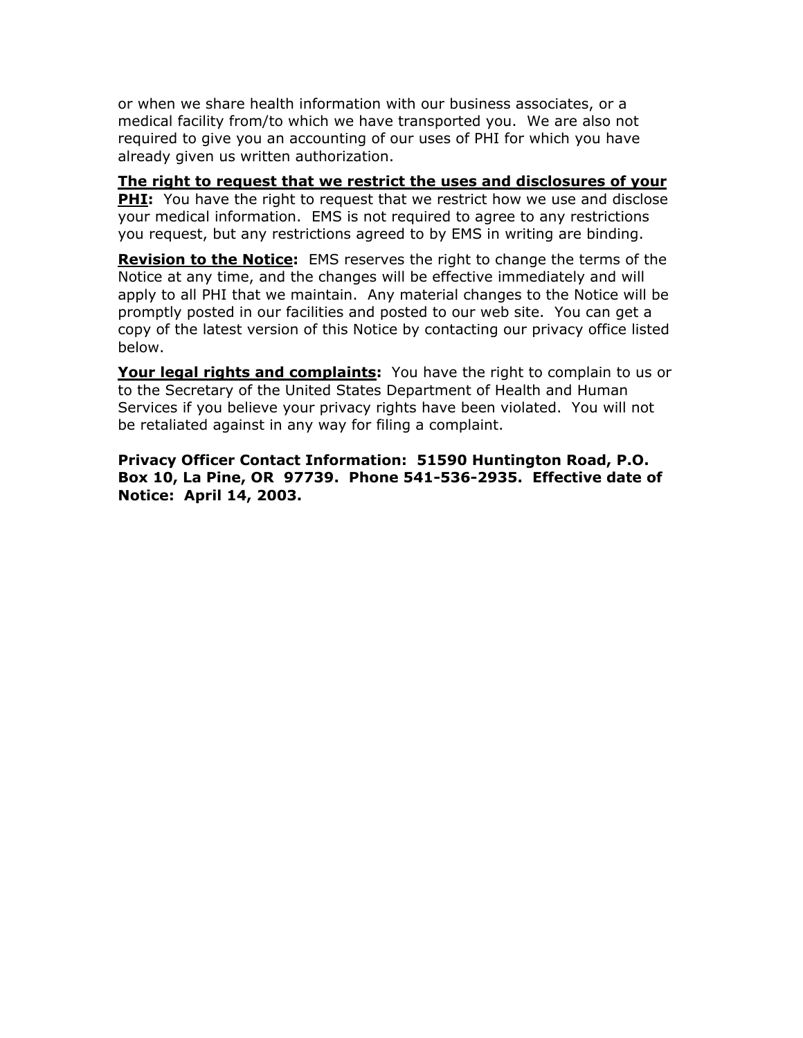or when we share health information with our business associates, or a medical facility from/to which we have transported you. We are also not required to give you an accounting of our uses of PHI for which you have already given us written authorization.

**The right to request that we restrict the uses and disclosures of your PHI:** You have the right to request that we restrict how we use and disclose your medical information. EMS is not required to agree to any restrictions you request, but any restrictions agreed to by EMS in writing are binding.

**Revision to the Notice:** EMS reserves the right to change the terms of the Notice at any time, and the changes will be effective immediately and will apply to all PHI that we maintain. Any material changes to the Notice will be promptly posted in our facilities and posted to our web site. You can get a copy of the latest version of this Notice by contacting our privacy office listed below.

**Your legal rights and complaints:** You have the right to complain to us or to the Secretary of the United States Department of Health and Human Services if you believe your privacy rights have been violated. You will not be retaliated against in any way for filing a complaint.

**Privacy Officer Contact Information: 51590 Huntington Road, P.O. Box 10, La Pine, OR 97739. Phone 541-536-2935. Effective date of Notice: April 14, 2003.**